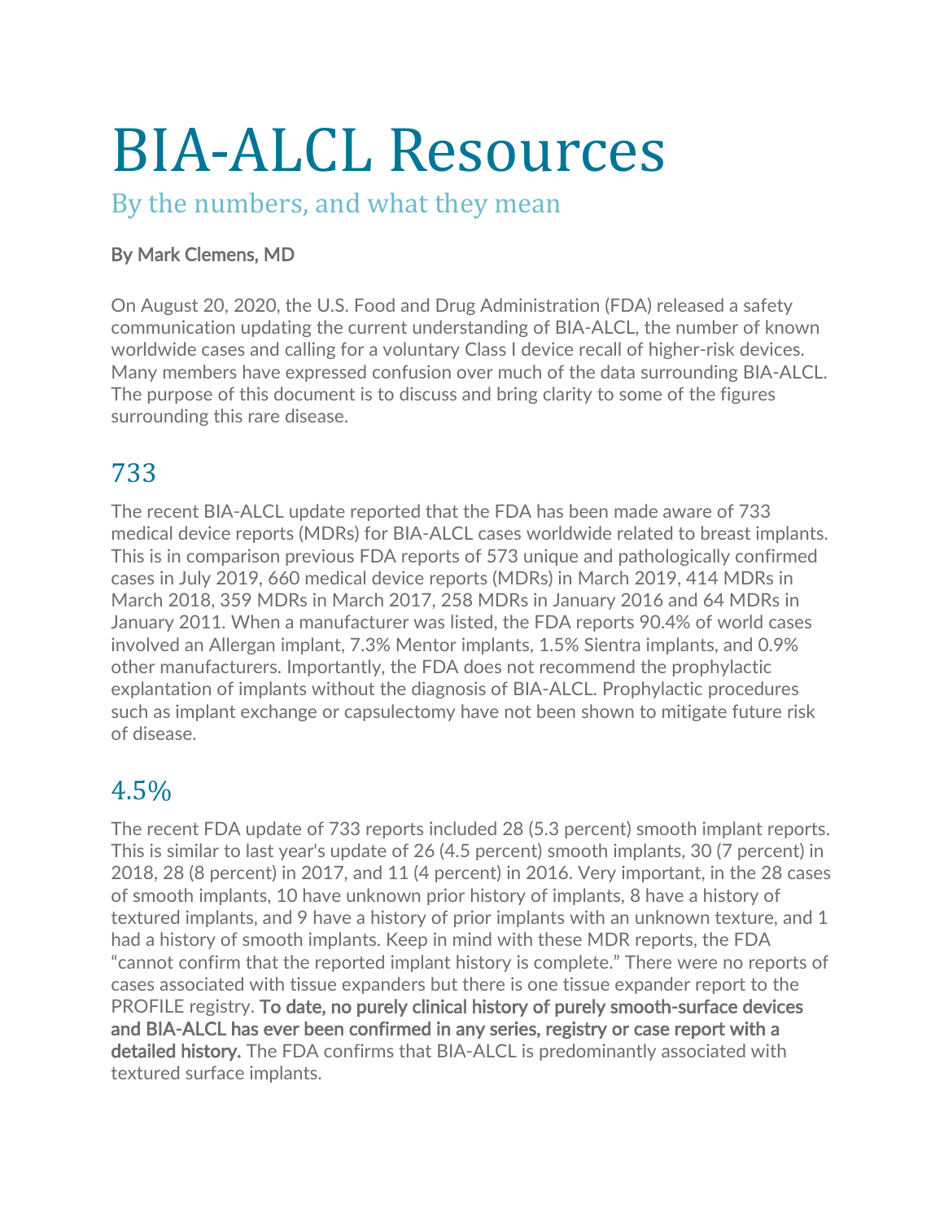# BIA-ALCL Resources

## By the numbers, and what they mean

**By Mark Clemens, MD**

On August 20, 2020, the U.S. Food and Drug Administration (FDA) released a safety communication updating the current understanding of BIA-ALCL, the number of known worldwide cases and calling for a voluntary Class I device recall of higher-risk devices. Many members have expressed confusion over much of the data surrounding BIA-ALCL. The purpose of this document is to discuss and bring clarity to some of the figures surrounding this rare disease.

## 733

The recent BIA-ALCL update reported that the FDA has been made aware of 733 medical device reports (MDRs) for BIA-ALCL cases worldwide related to breast implants. This is in comparison previous FDA reports of 573 unique and pathologically confirmed cases in July 2019, 660 medical device reports (MDRs) in March 2019, 414 MDRs in March 2018, 359 MDRs in March 2017, 258 MDRs in January 2016 and 64 MDRs in January 2011. When a manufacturer was listed, the FDA reports 90.4% of world cases involved an Allergan implant, 7.3% Mentor implants, 1.5% Sientra implants, and 0.9% other manufacturers. Importantly, the FDA does not recommend the prophylactic explantation of implants without the diagnosis of BIA-ALCL. Prophylactic procedures such as implant exchange or capsulectomy have not been shown to mitigate future risk of disease.

## 4.5%

The recent FDA update of 733 reports included 28 (5.3 percent) smooth implant reports. This is similar to last year's update of 26 (4.5 percent) smooth implants, 30 (7 percent) in 2018, 28 (8 percent) in 2017, and 11 (4 percent) in 2016. Very important, in the 28 cases of smooth implants, 10 have unknown prior history of implants, 8 have a history of textured implants, and 9 have a history of prior implants with an unknown texture, and 1 had a history of smooth implants. Keep in mind with these MDR reports, the FDA "cannot confirm that the reported implant history is complete." There were no reports of cases associated with tissue expanders but there is one tissue expander report to the PROFILE registry. **To date, no purely clinical history of purely smooth-surface devices and BIA-ALCL has ever been confirmed in any series, registry or case report with a detailed history.** The FDA confirms that BIA-ALCL is predominantly associated with textured surface implants.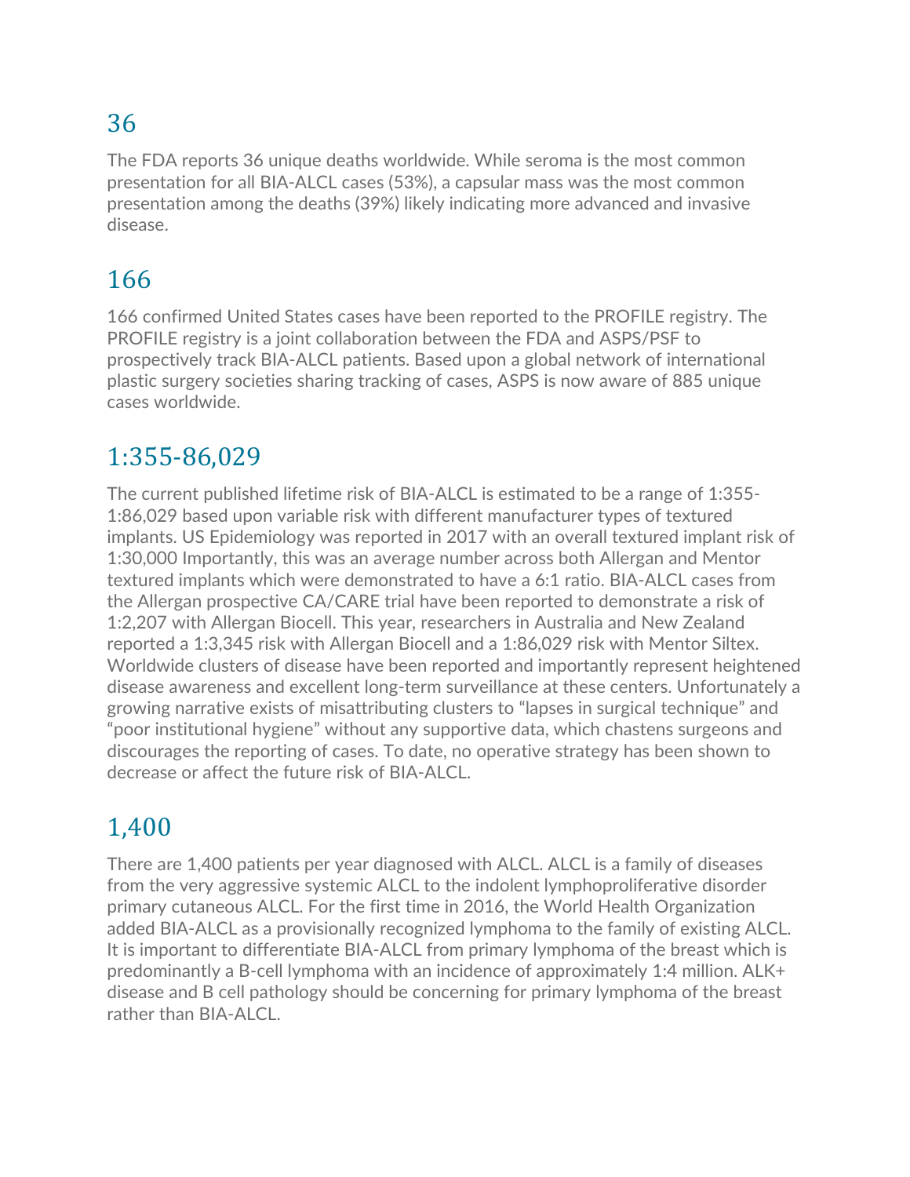## 36

The FDA reports 36 unique deaths worldwide. While seroma is the most common presentation for all BIA-ALCL cases (53%), a capsular mass was the most common presentation among the deaths (39%) likely indicating more advanced and invasive disease.

## 166

166 confirmed United States cases have been reported to the PROFILE registry. The PROFILE registry is a joint collaboration between the FDA and ASPS/PSF to prospectively track BIA-ALCL patients. Based upon a global network of international plastic surgery societies sharing tracking of cases, ASPS is now aware of 885 unique cases worldwide.

## 1:355-86,029

The current published lifetime risk of BIA-ALCL is estimated to be a range of 1:355-1:86,029 based upon variable risk with different manufacturer types of textured implants. US Epidemiology was reported in 2017 with an overall textured implant risk of 1:30,000 Importantly, this was an average number across both Allergan and Mentor textured implants which were demonstrated to have a 6:1 ratio. BIA-ALCL cases from the Allergan prospective CA/CARE trial have been reported to demonstrate a risk of 1:2,207 with Allergan Biocell. This year, researchers in Australia and New Zealand reported a 1:3,345 risk with Allergan Biocell and a 1:86,029 risk with Mentor Siltex. Worldwide clusters of disease have been reported and importantly represent heightened disease awareness and excellent long-term surveillance at these centers. Unfortunately a growing narrative exists of misattributing clusters to "lapses in surgical technique" and "poor institutional hygiene" without any supportive data, which chastens surgeons and discourages the reporting of cases. To date, no operative strategy has been shown to decrease or affect the future risk of BIA-ALCL.

## 1,400

There are 1,400 patients per year diagnosed with ALCL. ALCL is a family of diseases from the very aggressive systemic ALCL to the indolent lymphoproliferative disorder primary cutaneous ALCL. For the first time in 2016, the World Health Organization added BIA-ALCL as a provisionally recognized lymphoma to the family of existing ALCL. It is important to differentiate BIA-ALCL from primary lymphoma of the breast which is predominantly a B-cell lymphoma with an incidence of approximately 1:4 million. ALK+ disease and B cell pathology should be concerning for primary lymphoma of the breast rather than BIA-ALCL.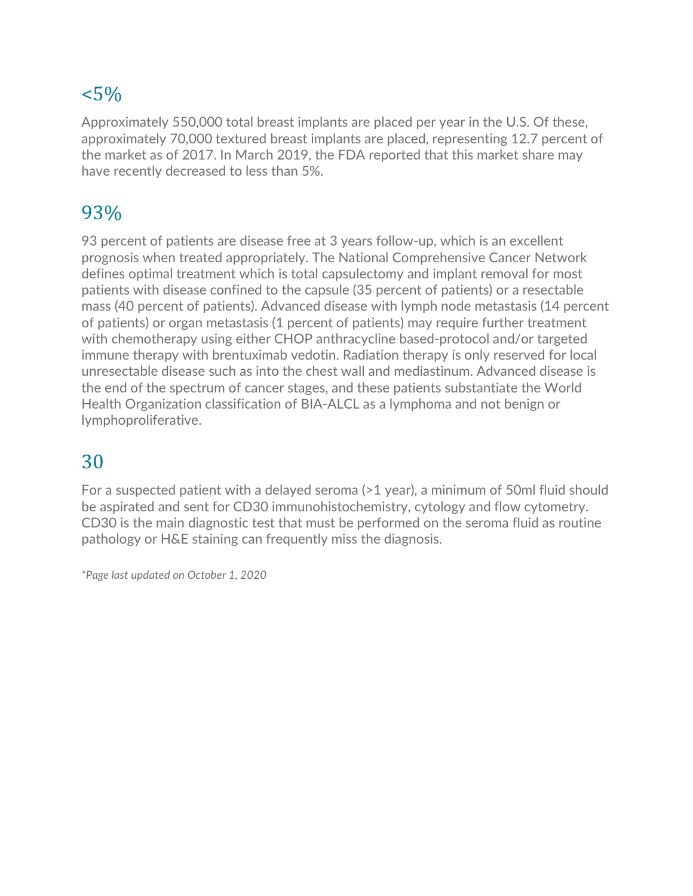## <5%

Approximately 550,000 total breast implants are placed per year in the U.S. Of these, approximately 70,000 textured breast implants are placed, representing 12.7 percent of the market as of 2017. In March 2019, the FDA reported that this market share may have recently decreased to less than 5%.

## 93%

93 percent of patients are disease free at 3 years follow-up, which is an excellent prognosis when treated appropriately. The National Comprehensive Cancer Network defines optimal treatment which is total capsulectomy and implant removal for most patients with disease confined to the capsule (35 percent of patients) or a resectable mass (40 percent of patients). Advanced disease with lymph node metastasis (14 percent of patients) or organ metastasis (1 percent of patients) may require further treatment with chemotherapy using either CHOP anthracycline based-protocol and/or targeted immune therapy with brentuximab vedotin. Radiation therapy is only reserved for local unresectable disease such as into the chest wall and mediastinum. Advanced disease is the end of the spectrum of cancer stages, and these patients substantiate the World Health Organization classification of BIA-ALCL as a lymphoma and not benign or lymphoproliferative.

## 30

For a suspected patient with a delayed seroma (>1 year), a minimum of 50ml fluid should be aspirated and sent for CD30 immunohistochemistry, cytology and flow cytometry. CD30 is the main diagnostic test that must be performed on the seroma fluid as routine pathology or H&E staining can frequently miss the diagnosis.

*\*Page last updated on October 1, 2020*